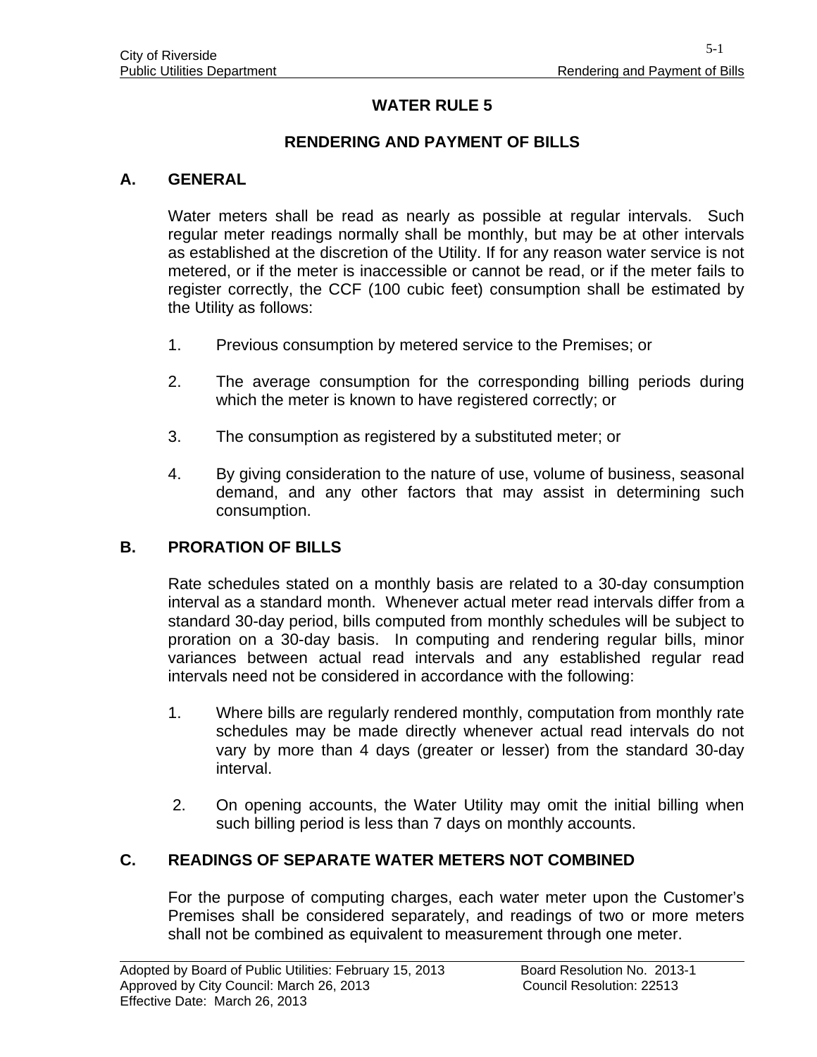# WATER RULE 5

## RENDERING AND PAYMENT OF BILLS

### A. GENERAL

Water meters shall be read as nearly as possible at regular intervals. Such regular meter readings normally shall be monthly, but may be at other intervals as established at the discretion of the Utility. If for any reason water service is not metered, or if the meter is inaccessible or cannot be read, or if the meter fails to register correctly, the CCF (100 cubic feet) consumption shall be estimated by the Utility as follows:

1. Previous consumption by metered service to the Premises; or

2. The average consumption for the corresponding billing periods during which the meter is known to have registered correctly; or

3. The consumption as registered by a substituted meter; or

4. By giving consideration to the nature of use, volume of business, seasonal demand, and any other factors that may assist in determining such consumption.

### B. PRORATION OF BILLS

Rate schedules stated on a monthly basis are related to a 30-day consumption interval as a standard month. Whenever actual meter read intervals differ from a standard 30-day period, bills computed from monthly schedules will be subject to proration on a 30-day basis. In computing and rendering regular bills, minor variances between actual read intervals and any established regular read intervals need not be considered in accordance with the following:

1. Where bills are regularly rendered monthly, computation from monthly rate schedules may be made directly whenever actual read intervals do not vary by more than 4 days (greater or lesser) from the standard 30-day interval.

2. On opening accounts, the Water Utility may omit the initial billing when such billing period is less than 7 days on monthly accounts.

### C. READINGS OF SEPARATE WATER METERS NOT COMBINED

For the purpose of computing charges, each water meter upon the Customer's Premises shall be considered separately, and readings of two or more meters shall not be combined as equivalent to measurement through one meter.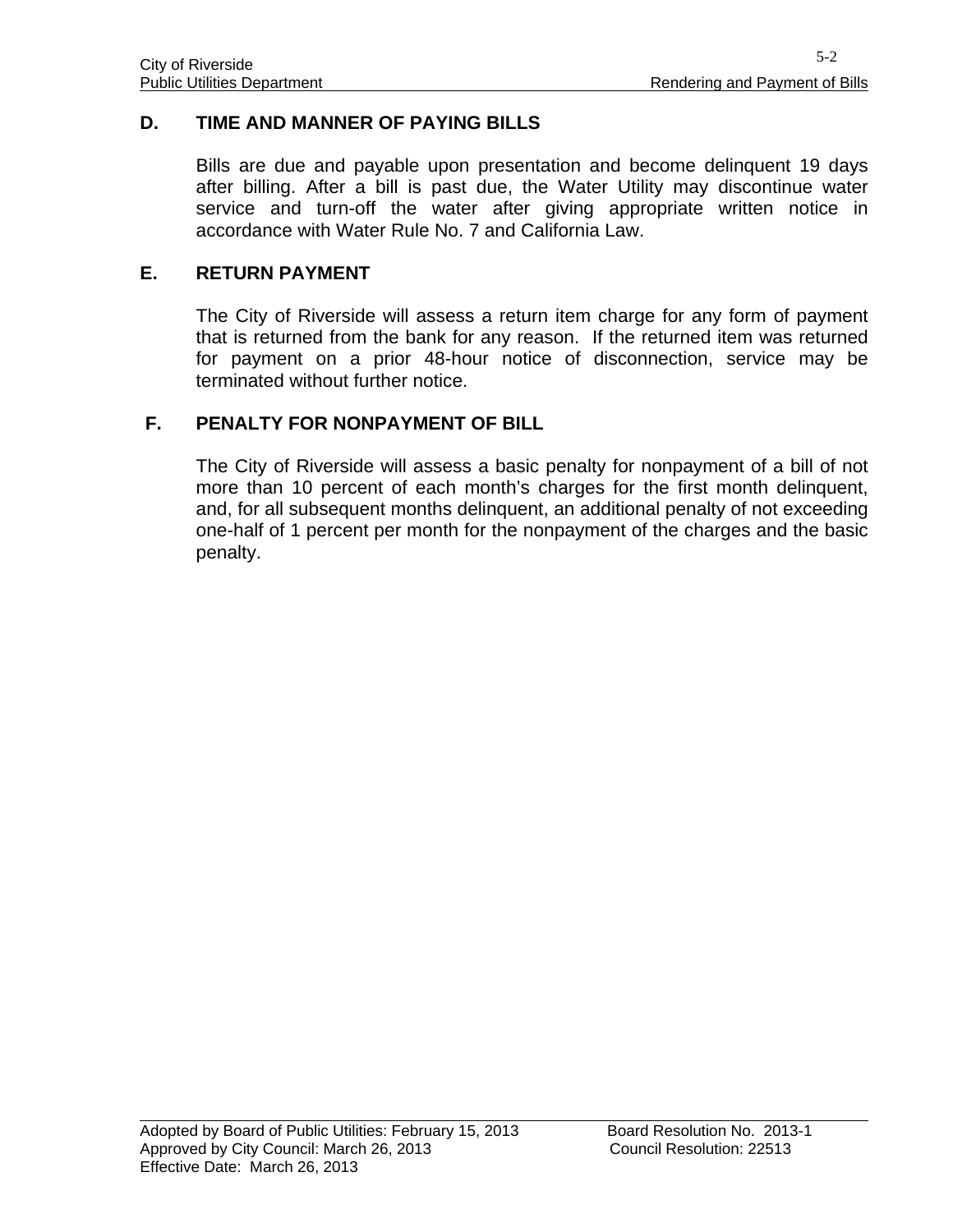## D. TIME AND MANNER OF PAYING BILLS

Bills are due and payable upon presentation and become delinquent 19 days after billing. After a bill is past due, the Water Utility may discontinue water service and turn-off the water after giving appropriate written notice in accordance with Water Rule No. 7 and California Law.

## E. RETURN PAYMENT

The City of Riverside will assess a return item charge for any form of payment that is returned from the bank for any reason. If the returned item was returned for payment on a prior 48-hour notice of disconnection, service may be terminated without further notice.

## F. PENALTY FOR NONPAYMENT OF BILL

The City of Riverside will assess a basic penalty for nonpayment of a bill of not more than 10 percent of each month's charges for the first month delinquent, and, for all subsequent months delinquent, an additional penalty of not exceeding one-half of 1 percent per month for the nonpayment of the charges and the basic penalty.